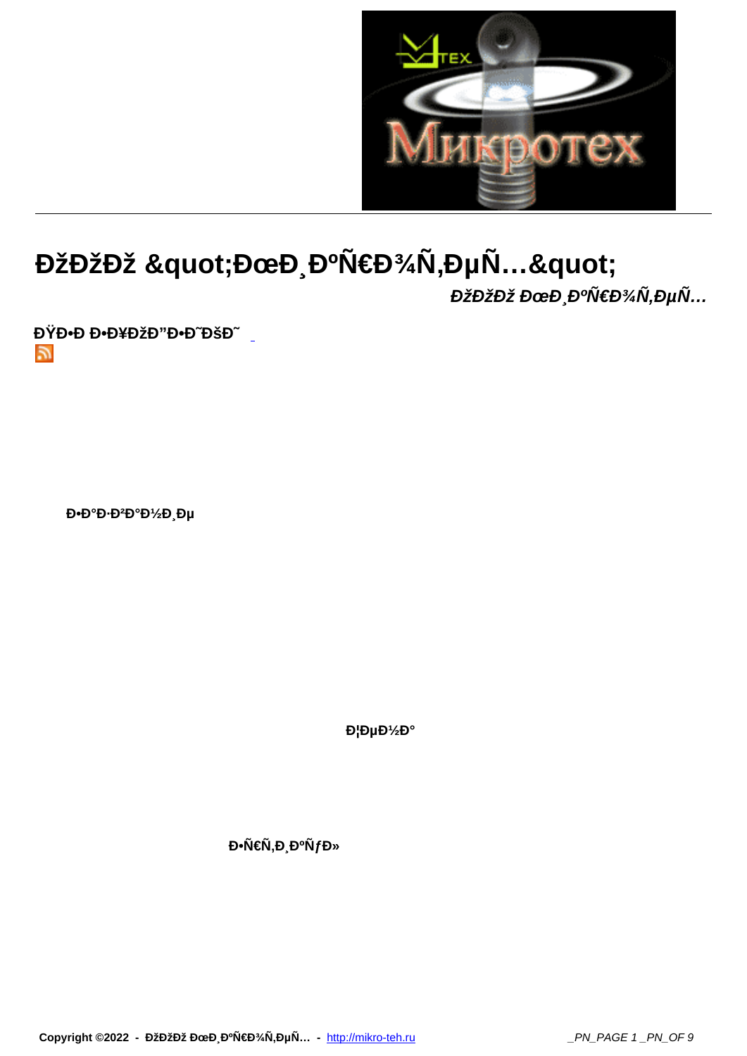# ÐžÐžÐž &quot;ÐœÐ¸ÐºÑ€Ð¾Ñ‚ÐµÑ…&quot;

***ÐžÐžÐž ÐœÐ¸ÐºÑ€Ð¾Ñ‚ÐµÑ…***

**ÐŸÐ•Ð Ð•Ð¥ÐžÐ”Ð•Ð˜ÐšÐ˜**

**Ð•Ð°Ð·Ð²Ð°Ð½Ð¸Ðµ**

**Ð¦ÐµÐ½Ð°**

**Ð•Ñ€Ñ‚Ð¸ÐºÑƒÐ»**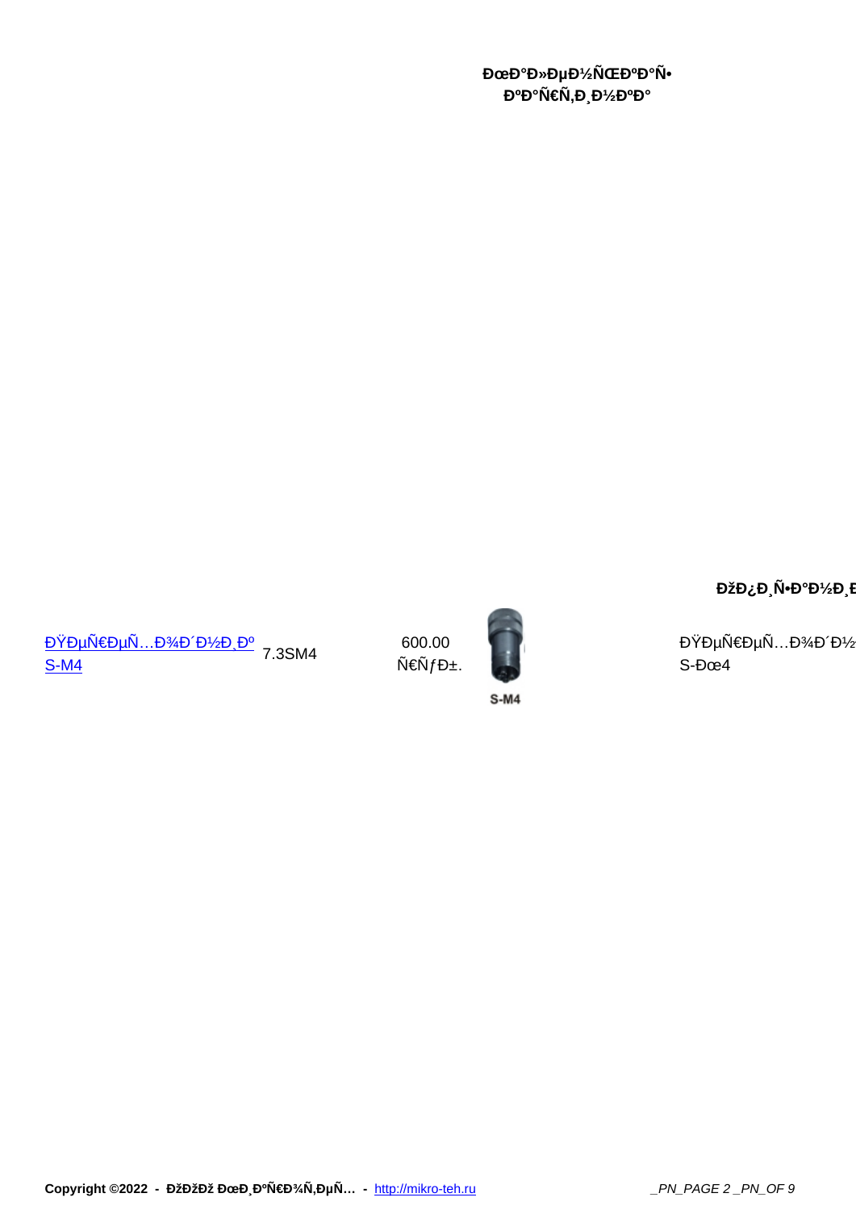| | | | ÐœÐ°Ð»ÐµÐ½ÑŒÐºÐ°Ñ• ÐºÐ°Ñ€Ñ‚Ð¸Ð½ÐºÐ° | ÐžÐ¿Ð¸Ñ•Ð°Ð½Ð¸Ð |
|---|---|---|---|---|
| ÐŸÐµÑ€ÐµÑ…Ð¾Ð´Ð½Ð¸Ðº S-M4 | 7.3SM4 | 600.00 Ñ€ÑƒÐ±. | | ÐŸÐµÑ€ÐµÑ…Ð¾Ð´Ð½ S-Ðœ4 |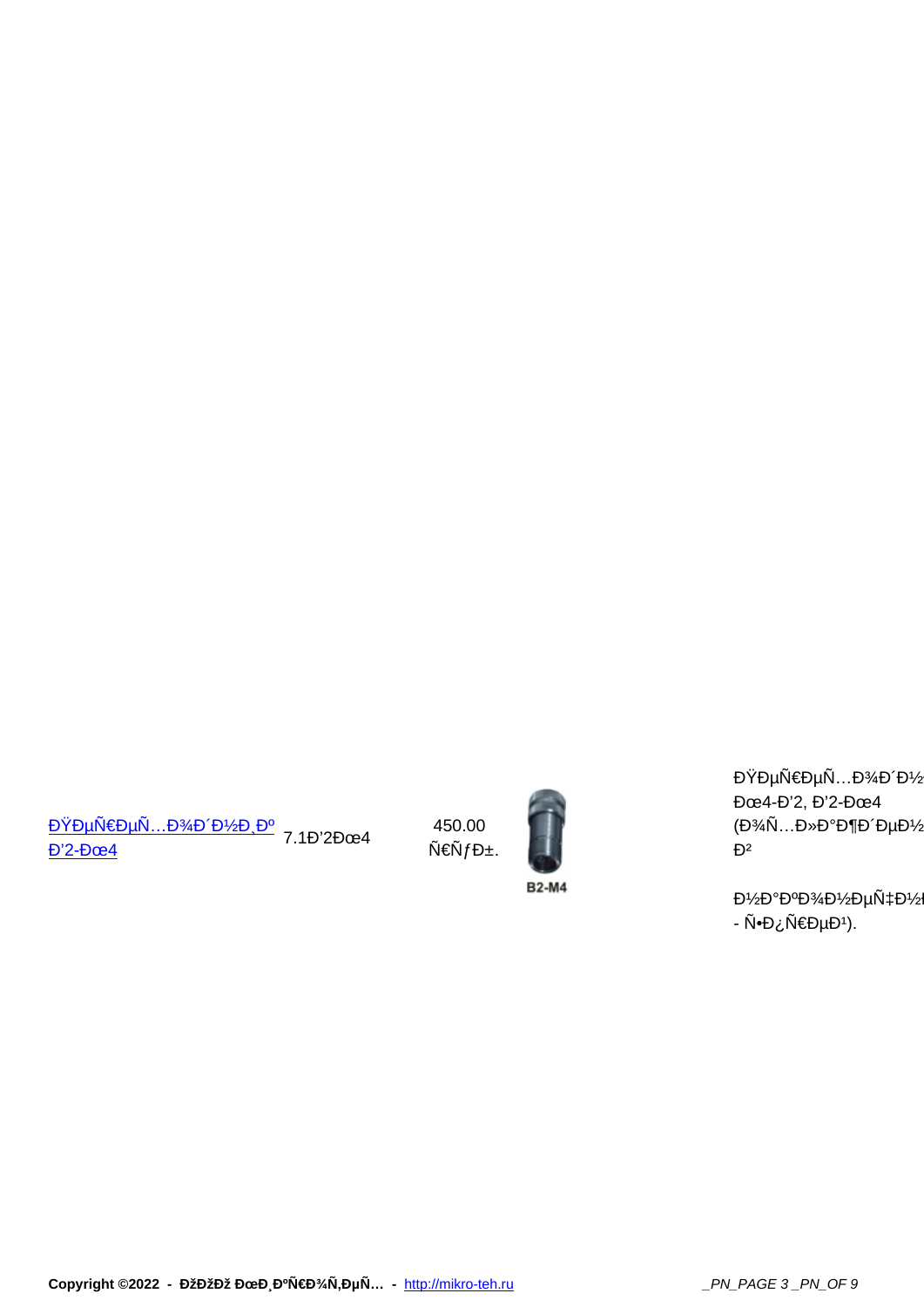| | | | | |
|---|---|---|---|---|
| ÐŸÐµÑ€ÐµÑ…Ð¾Ð´Ð½Ð¸Ðº Ð’2-Ðœ4 | 7.1Ð’2Ðœ4 | 450.00 Ñ€ÑƒÐ±. | B2-M4 | ÐŸÐµÑ€ÐµÑ…Ð¾Ð´Ð½ Ðœ4-Ð’2, Ð’2-Ðœ4 (Ð¾Ñ…Ð»Ð°Ð¶Ð´ÐµÐ½ Ð² Ð½Ð°ÐºÐ¾Ð½ÐµÑ‡Ð½ - Ñ•Ð¿Ñ€ÐµÐ¹). |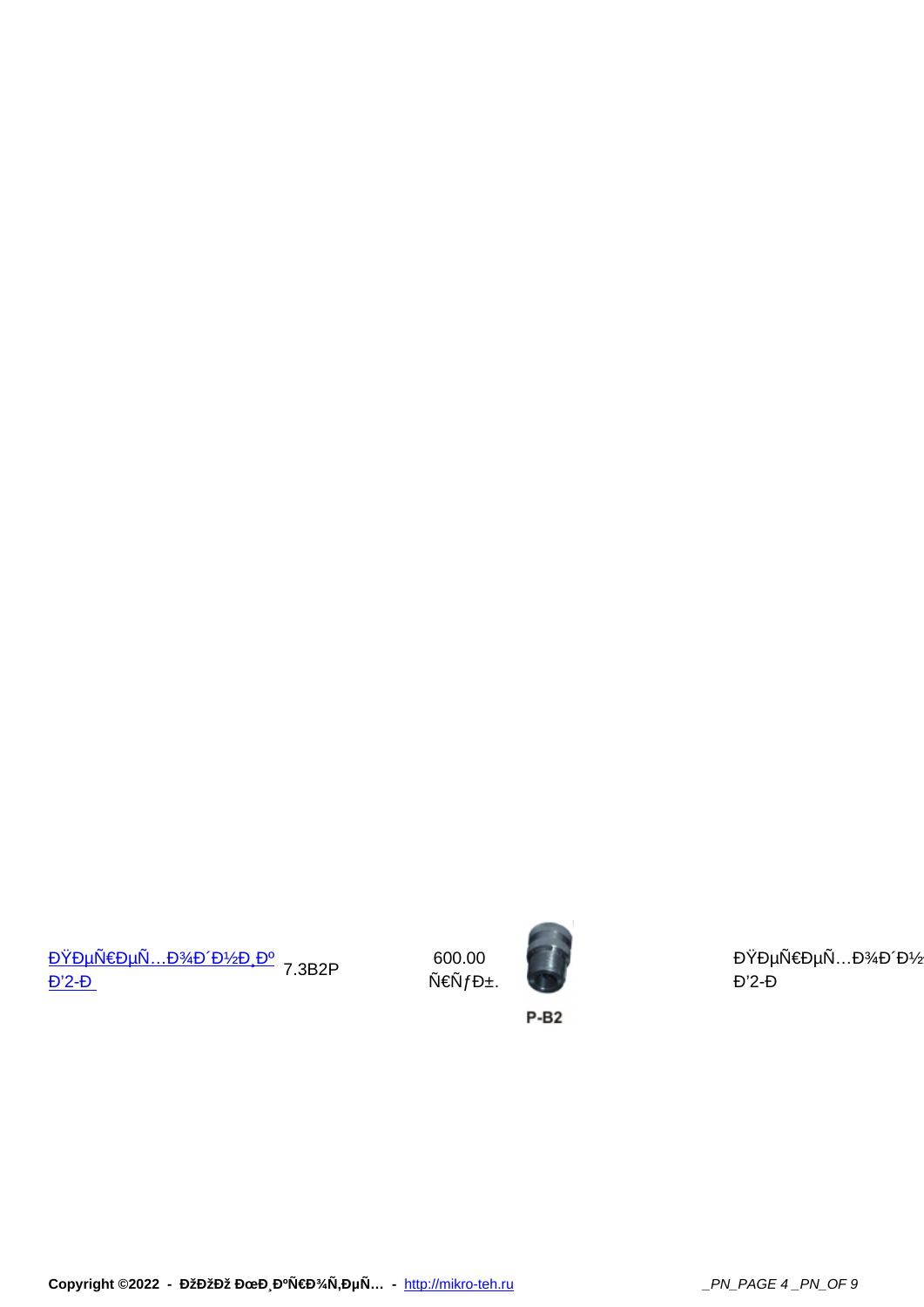| | | | | |
|---|---|---|---|---|
| ĐŸĐµÑ€ĐµÑ…Đ¾Đ´Đ½Đ¸Đº Đ'2-Đ | 7.3B2P | 600.00 Ñ€ÑƒĐ±. | P-B2 | ĐŸĐµÑ€ĐµÑ…Đ¾Đ´Đ½ Đ'2-Đ |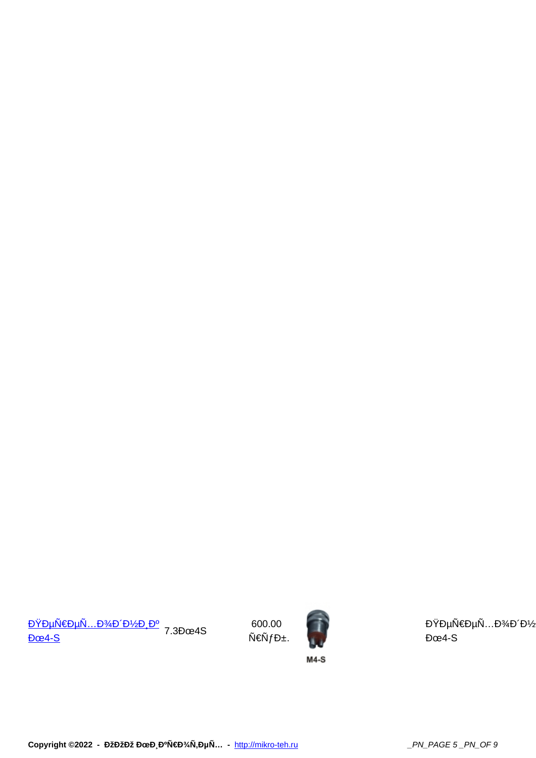| | | | | |
|---|---|---|---|---|
| [ÐŸÐµÑ€ÐµÑ…Ð¾Ð´Ð½Ð¸Ðº Ðœ4-S](#) | 7.3Ðœ4S | 600.00 Ñ€ÑƒÐ±. | M4-S | ÐŸÐµÑ€ÐµÑ…Ð¾Ð´Ð½ Ðœ4-S |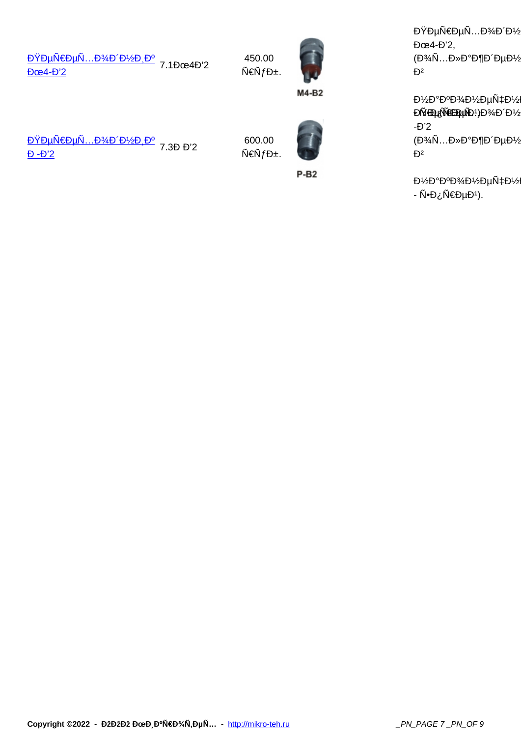| | | | | |
|---|---|---|---|---|
| ÐŸÐµÑ€ÐµÑ…Ð¾Ð´Ð½Ð¸Ðº Ðœ4-Ð’2 | 7.1Ðœ4Ð’2 | 450.00 Ñ€ÑƒÐ±. | M4-B2 | ÐŸÐµÑ€ÐµÑ…Ð¾Ð´Ð½ Ðœ4-Ð’2, (Ð¾Ñ…Ð»Ð°Ð¶Ð´ÐµÐ½ Ð² Ð½Ð°ÐºÐ¾Ð½ÐµÑ‡Ð½ |
| ÐŸÐµÑ€ÐµÑ…Ð¾Ð´Ð½Ð¸Ðº Ð -Ð’2 | 7.3Ð Ð’2 | 600.00 Ñ€ÑƒÐ±. | P-B2 | ÐŸÐµÑ€ÐµÑ…Ð¾Ð´Ð½ -Ð’2 (Ð¾Ñ…Ð»Ð°Ð¶Ð´ÐµÐ½ Ð² Ð½Ð°ÐºÐ¾Ð½ÐµÑ‡Ð½ - Ñ•Ð¿Ñ€ÐµÐ¹). |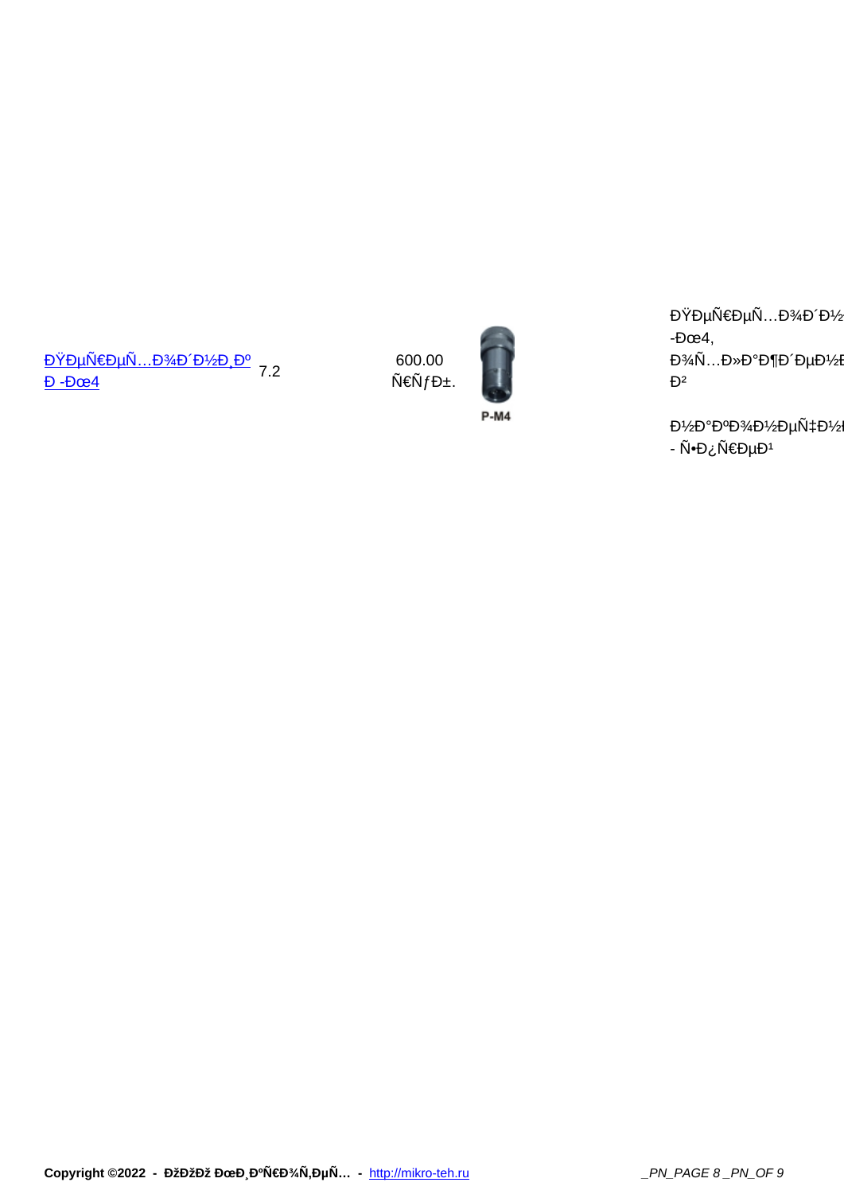| | | | | |
|---|---|---|---|---|
| ÐŸÐµÑ€ÐµÑ…Ð¾Ð´Ð½Ð¸Ðº Ð -Ðœ4 | 7.2 | 600.00 Ñ€ÑƒÐ±. | P-M4 | ÐŸÐµÑ€ÐµÑ…Ð¾Ð´Ð½ -Ðœ4, Ð¾Ñ…Ð»Ð°Ð¶Ð´ÐµÐ½ Ð² Ð½Ð°ÐºÐ¾Ð½ÐµÑ‡Ð½ - Ñ•Ð¿Ñ€ÐµÐ¹ |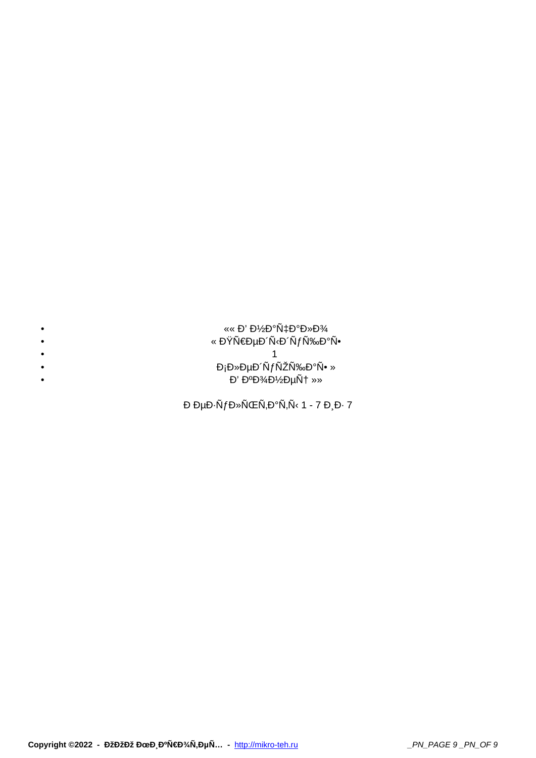- «« Đ' Đ½Đ°Ñ‡Đ°Đ»Đ¾
- « ĐŸÑ€ĐµĐ´Ñ‹Đ´ÑƒÑ‰Đ°Ñ•
- 1
- Đ¡Đ»ĐµĐ´ÑƒÑŽÑ‰Đ°Ñ• »
- Đ' ĐºĐ¾Đ½ĐµÑ† »»

Đ ĐµĐ·ÑƒĐ»ÑŒÑ‚Đ°Ñ‚Ñ‹ 1 - 7 Đ¸Đ· 7